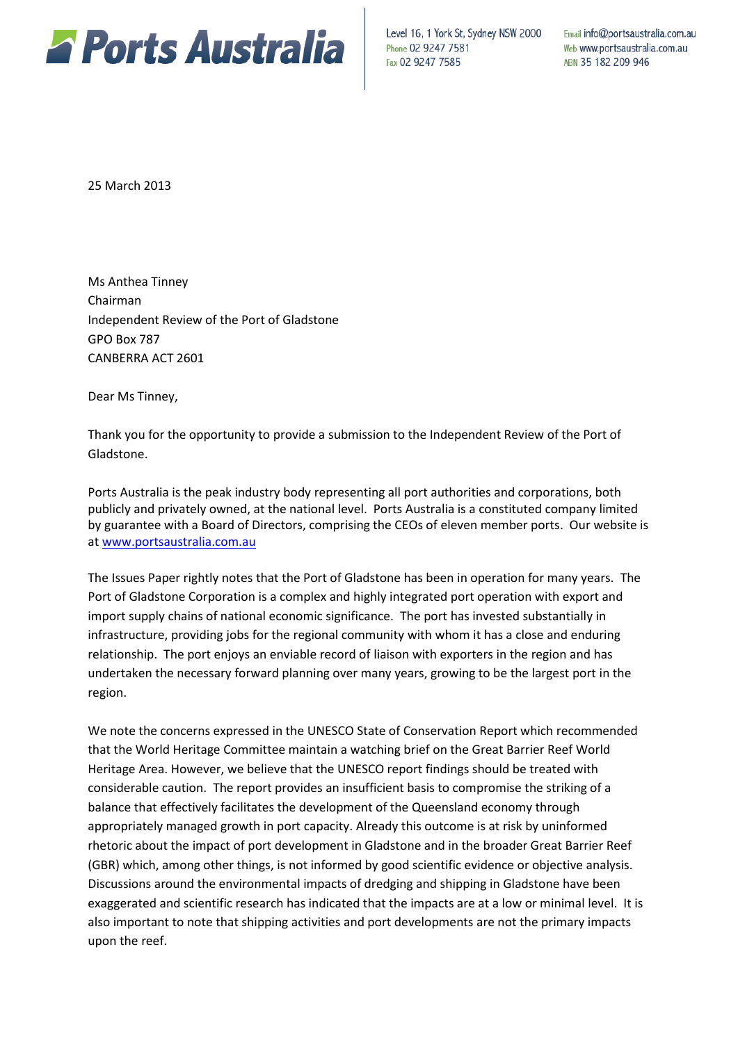**Ports Australia**

Level 16, 1 York St, Sydney NSW 2000
Phone 02 9247 7581
Fax 02 9247 7585

Email info@portsaustralia.com.au
Web www.portsaustralia.com.au
ABN 35 182 209 946

25 March 2013

Ms Anthea Tinney
Chairman
Independent Review of the Port of Gladstone
GPO Box 787
CANBERRA ACT 2601

Dear Ms Tinney,

Thank you for the opportunity to provide a submission to the Independent Review of the Port of Gladstone.

Ports Australia is the peak industry body representing all port authorities and corporations, both publicly and privately owned, at the national level. Ports Australia is a constituted company limited by guarantee with a Board of Directors, comprising the CEOs of eleven member ports. Our website is at www.portsaustralia.com.au

The Issues Paper rightly notes that the Port of Gladstone has been in operation for many years. The Port of Gladstone Corporation is a complex and highly integrated port operation with export and import supply chains of national economic significance. The port has invested substantially in infrastructure, providing jobs for the regional community with whom it has a close and enduring relationship. The port enjoys an enviable record of liaison with exporters in the region and has undertaken the necessary forward planning over many years, growing to be the largest port in the region.

We note the concerns expressed in the UNESCO State of Conservation Report which recommended that the World Heritage Committee maintain a watching brief on the Great Barrier Reef World Heritage Area. However, we believe that the UNESCO report findings should be treated with considerable caution. The report provides an insufficient basis to compromise the striking of a balance that effectively facilitates the development of the Queensland economy through appropriately managed growth in port capacity. Already this outcome is at risk by uninformed rhetoric about the impact of port development in Gladstone and in the broader Great Barrier Reef (GBR) which, among other things, is not informed by good scientific evidence or objective analysis. Discussions around the environmental impacts of dredging and shipping in Gladstone have been exaggerated and scientific research has indicated that the impacts are at a low or minimal level. It is also important to note that shipping activities and port developments are not the primary impacts upon the reef.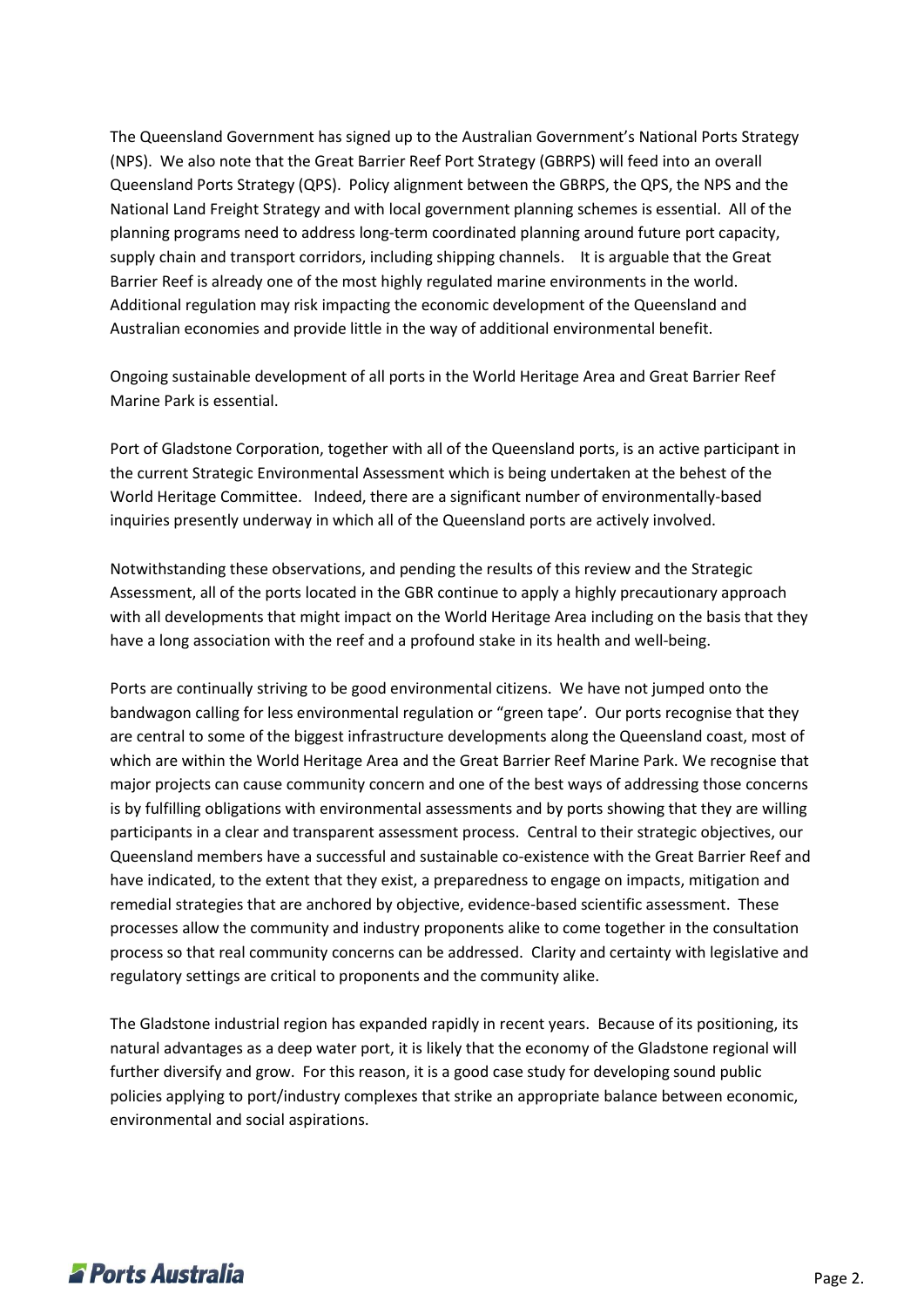The Queensland Government has signed up to the Australian Government's National Ports Strategy (NPS). We also note that the Great Barrier Reef Port Strategy (GBRPS) will feed into an overall Queensland Ports Strategy (QPS). Policy alignment between the GBRPS, the QPS, the NPS and the National Land Freight Strategy and with local government planning schemes is essential. All of the planning programs need to address long-term coordinated planning around future port capacity, supply chain and transport corridors, including shipping channels. It is arguable that the Great Barrier Reef is already one of the most highly regulated marine environments in the world. Additional regulation may risk impacting the economic development of the Queensland and Australian economies and provide little in the way of additional environmental benefit.

Ongoing sustainable development of all ports in the World Heritage Area and Great Barrier Reef Marine Park is essential.

Port of Gladstone Corporation, together with all of the Queensland ports, is an active participant in the current Strategic Environmental Assessment which is being undertaken at the behest of the World Heritage Committee. Indeed, there are a significant number of environmentally-based inquiries presently underway in which all of the Queensland ports are actively involved.

Notwithstanding these observations, and pending the results of this review and the Strategic Assessment, all of the ports located in the GBR continue to apply a highly precautionary approach with all developments that might impact on the World Heritage Area including on the basis that they have a long association with the reef and a profound stake in its health and well-being.

Ports are continually striving to be good environmental citizens. We have not jumped onto the bandwagon calling for less environmental regulation or "green tape'. Our ports recognise that they are central to some of the biggest infrastructure developments along the Queensland coast, most of which are within the World Heritage Area and the Great Barrier Reef Marine Park. We recognise that major projects can cause community concern and one of the best ways of addressing those concerns is by fulfilling obligations with environmental assessments and by ports showing that they are willing participants in a clear and transparent assessment process. Central to their strategic objectives, our Queensland members have a successful and sustainable co-existence with the Great Barrier Reef and have indicated, to the extent that they exist, a preparedness to engage on impacts, mitigation and remedial strategies that are anchored by objective, evidence-based scientific assessment. These processes allow the community and industry proponents alike to come together in the consultation process so that real community concerns can be addressed. Clarity and certainty with legislative and regulatory settings are critical to proponents and the community alike.

The Gladstone industrial region has expanded rapidly in recent years. Because of its positioning, its natural advantages as a deep water port, it is likely that the economy of the Gladstone regional will further diversify and grow. For this reason, it is a good case study for developing sound public policies applying to port/industry complexes that strike an appropriate balance between economic, environmental and social aspirations.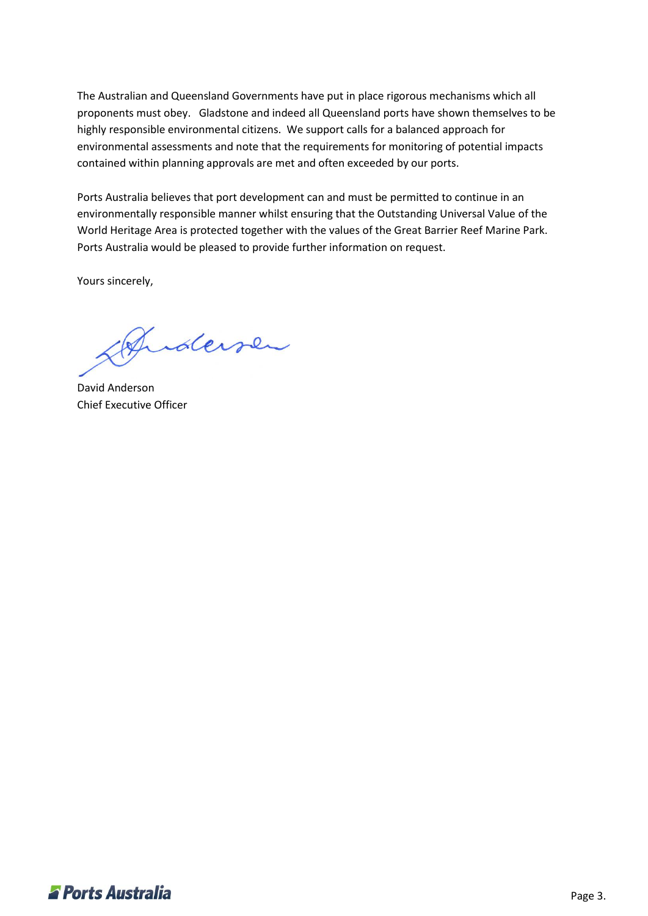The Australian and Queensland Governments have put in place rigorous mechanisms which all proponents must obey. Gladstone and indeed all Queensland ports have shown themselves to be highly responsible environmental citizens. We support calls for a balanced approach for environmental assessments and note that the requirements for monitoring of potential impacts contained within planning approvals are met and often exceeded by our ports.

Ports Australia believes that port development can and must be permitted to continue in an environmentally responsible manner whilst ensuring that the Outstanding Universal Value of the World Heritage Area is protected together with the values of the Great Barrier Reef Marine Park. Ports Australia would be pleased to provide further information on request.

Yours sincerely,

David Anderson
Chief Executive Officer